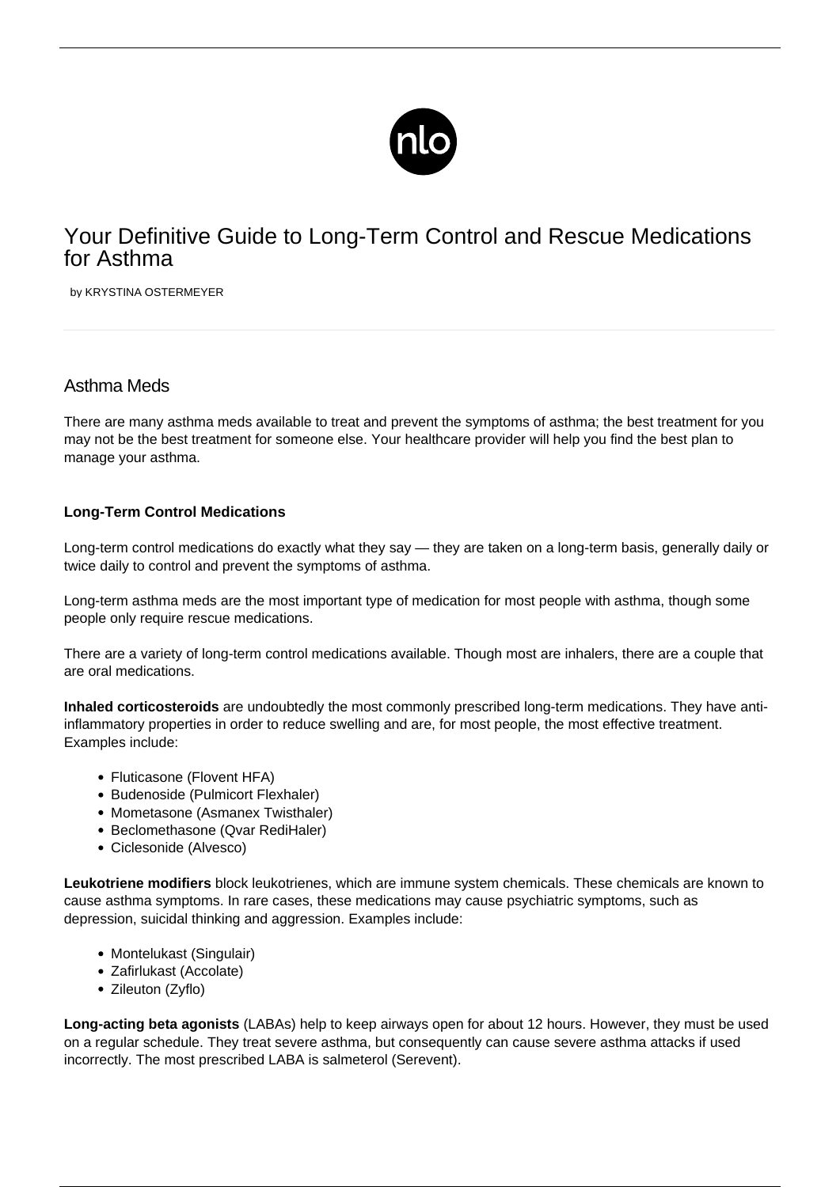# Your Definitive Guide to Long-Term Control and Rescue Medications for Asthma

by KRYSTINA OSTERMEYER

## Asthma Meds

There are many asthma meds available to treat and prevent the symptoms of asthma; the best treatment for you may not be the best treatment for someone else. Your healthcare provider will help you find the best plan to manage your asthma.

**Long-Term Control Medications**

Long-term control medications do exactly what they say — they are taken on a long-term basis, generally daily or twice daily to control and prevent the symptoms of asthma.

Long-term asthma meds are the most important type of medication for most people with asthma, though some people only require rescue medications.

There are a variety of long-term control medications available. Though most are inhalers, there are a couple that are oral medications.

**Inhaled corticosteroids** are undoubtedly the most commonly prescribed long-term medications. They have anti-inflammatory properties in order to reduce swelling and are, for most people, the most effective treatment. Examples include:

- Fluticasone (Flovent HFA)
- Budenoside (Pulmicort Flexhaler)
- Mometasone (Asmanex Twisthaler)
- Beclomethasone (Qvar RediHaler)
- Ciclesonide (Alvesco)

**Leukotriene modifiers** block leukotrienes, which are immune system chemicals. These chemicals are known to cause asthma symptoms. In rare cases, these medications may cause psychiatric symptoms, such as depression, suicidal thinking and aggression. Examples include:

- Montelukast (Singulair)
- Zafirlukast (Accolate)
- Zileuton (Zyflo)

**Long-acting beta agonists** (LABAs) help to keep airways open for about 12 hours. However, they must be used on a regular schedule. They treat severe asthma, but consequently can cause severe asthma attacks if used incorrectly. The most prescribed LABA is salmeterol (Serevent).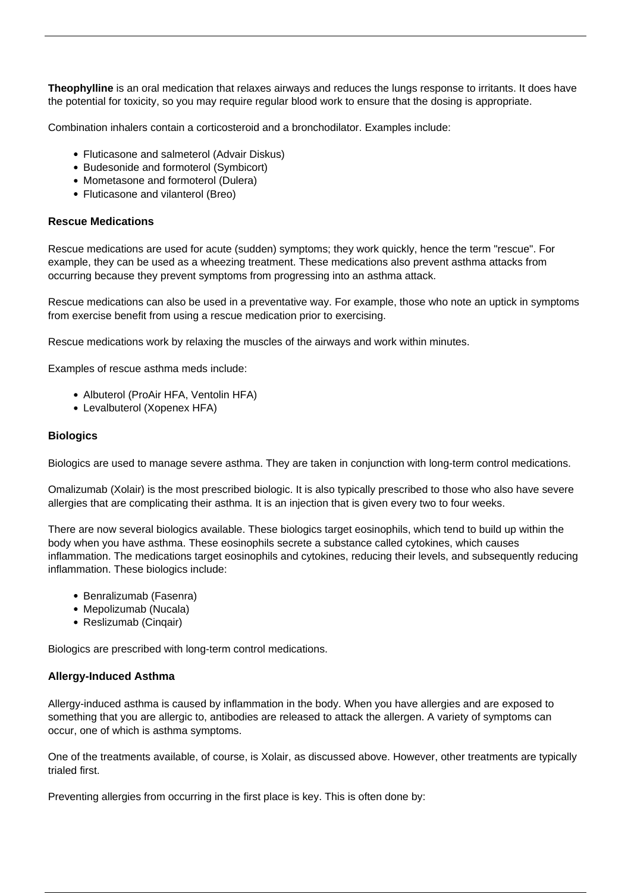**Theophylline** is an oral medication that relaxes airways and reduces the lungs response to irritants. It does have the potential for toxicity, so you may require regular blood work to ensure that the dosing is appropriate.

Combination inhalers contain a corticosteroid and a bronchodilator. Examples include:

- Fluticasone and salmeterol (Advair Diskus)
- Budesonide and formoterol (Symbicort)
- Mometasone and formoterol (Dulera)
- Fluticasone and vilanterol (Breo)

### Rescue Medications

Rescue medications are used for acute (sudden) symptoms; they work quickly, hence the term "rescue". For example, they can be used as a wheezing treatment. These medications also prevent asthma attacks from occurring because they prevent symptoms from progressing into an asthma attack.

Rescue medications can also be used in a preventative way. For example, those who note an uptick in symptoms from exercise benefit from using a rescue medication prior to exercising.

Rescue medications work by relaxing the muscles of the airways and work within minutes.

Examples of rescue asthma meds include:

- Albuterol (ProAir HFA, Ventolin HFA)
- Levalbuterol (Xopenex HFA)

### Biologics

Biologics are used to manage severe asthma. They are taken in conjunction with long-term control medications.

Omalizumab (Xolair) is the most prescribed biologic. It is also typically prescribed to those who also have severe allergies that are complicating their asthma. It is an injection that is given every two to four weeks.

There are now several biologics available. These biologics target eosinophils, which tend to build up within the body when you have asthma. These eosinophils secrete a substance called cytokines, which causes inflammation. The medications target eosinophils and cytokines, reducing their levels, and subsequently reducing inflammation. These biologics include:

- Benralizumab (Fasenra)
- Mepolizumab (Nucala)
- Reslizumab (Cinqair)

Biologics are prescribed with long-term control medications.

### Allergy-Induced Asthma

Allergy-induced asthma is caused by inflammation in the body. When you have allergies and are exposed to something that you are allergic to, antibodies are released to attack the allergen. A variety of symptoms can occur, one of which is asthma symptoms.

One of the treatments available, of course, is Xolair, as discussed above. However, other treatments are typically trialed first.

Preventing allergies from occurring in the first place is key. This is often done by: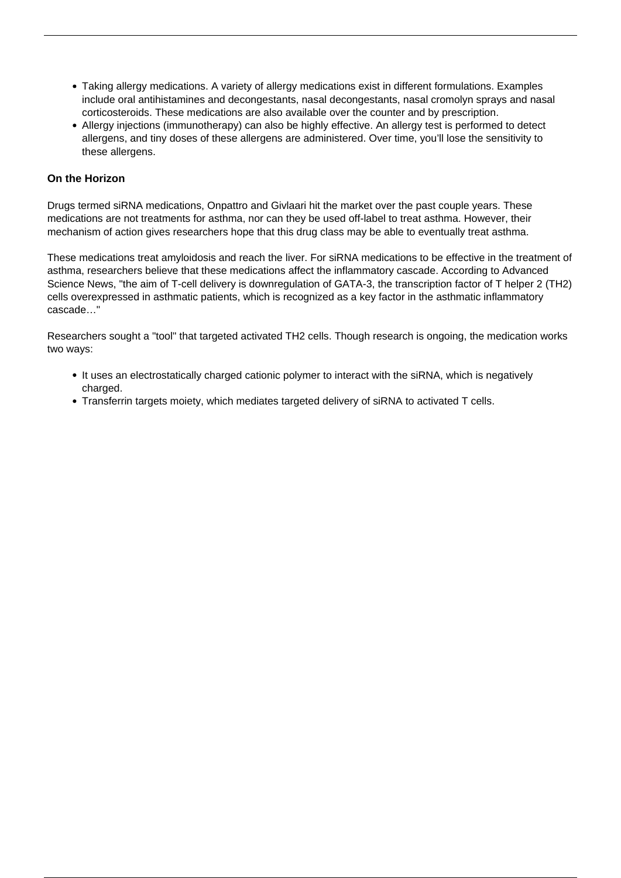- Taking allergy medications. A variety of allergy medications exist in different formulations. Examples include oral antihistamines and decongestants, nasal decongestants, nasal cromolyn sprays and nasal corticosteroids. These medications are also available over the counter and by prescription.
- Allergy injections (immunotherapy) can also be highly effective. An allergy test is performed to detect allergens, and tiny doses of these allergens are administered. Over time, you'll lose the sensitivity to these allergens.

**On the Horizon**

Drugs termed siRNA medications, Onpattro and Givlaari hit the market over the past couple years. These medications are not treatments for asthma, nor can they be used off-label to treat asthma. However, their mechanism of action gives researchers hope that this drug class may be able to eventually treat asthma.

These medications treat amyloidosis and reach the liver. For siRNA medications to be effective in the treatment of asthma, researchers believe that these medications affect the inflammatory cascade. According to Advanced Science News, "the aim of T-cell delivery is downregulation of GATA-3, the transcription factor of T helper 2 (TH2) cells overexpressed in asthmatic patients, which is recognized as a key factor in the asthmatic inflammatory cascade…"

Researchers sought a "tool" that targeted activated TH2 cells. Though research is ongoing, the medication works two ways:

- It uses an electrostatically charged cationic polymer to interact with the siRNA, which is negatively charged.
- Transferrin targets moiety, which mediates targeted delivery of siRNA to activated T cells.